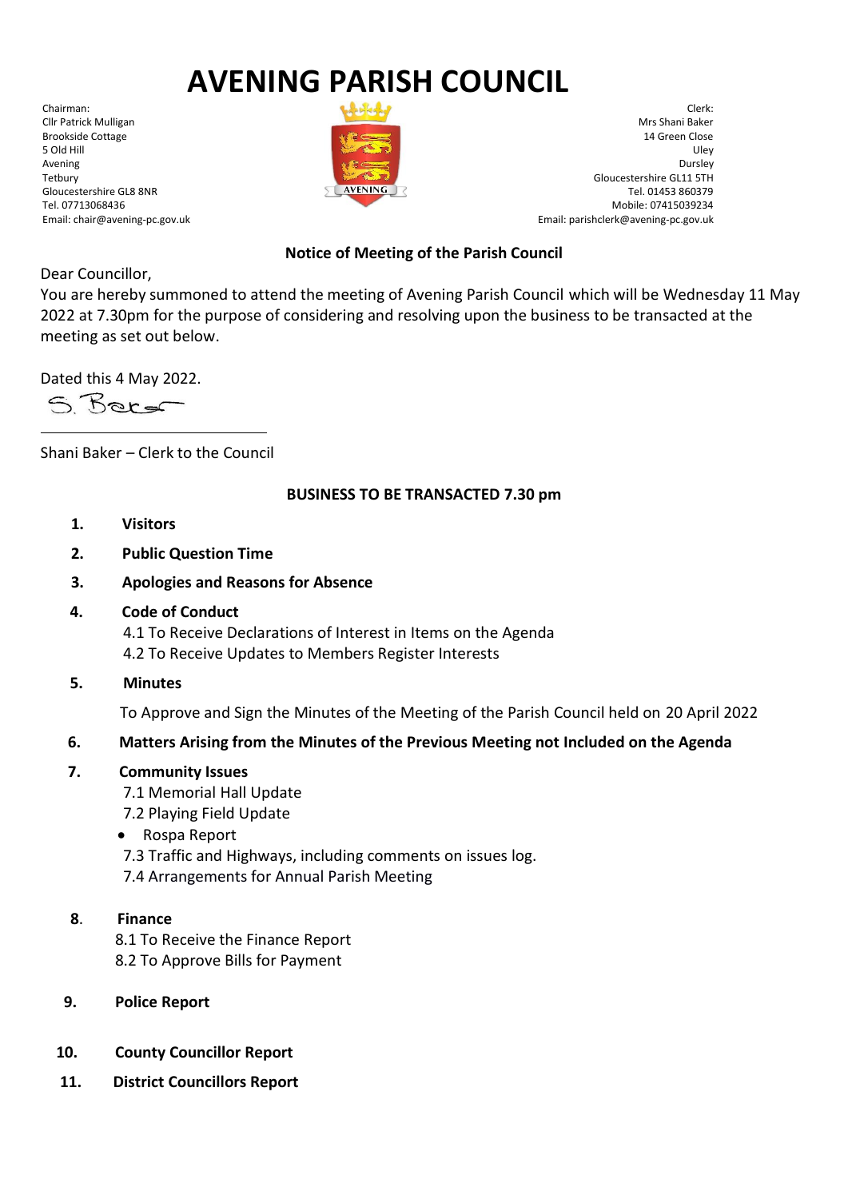# AVENING PARISH COUNCIL

Chairman:
Cllr Patrick Mulligan
Brookside Cottage
5 Old Hill
Avening
Tetbury
Gloucestershire GL8 8NR
Tel. 07713068436
Email: chair@avening-pc.gov.uk

Clerk:
Mrs Shani Baker
14 Green Close
Uley
Dursley
Gloucestershire GL11 5TH
Tel. 01453 860379
Mobile: 07415039234
Email: parishclerk@avening-pc.gov.uk

**Notice of Meeting of the Parish Council**

Dear Councillor,

You are hereby summoned to attend the meeting of Avening Parish Council which will be Wednesday 11 May 2022 at 7.30pm for the purpose of considering and resolving upon the business to be transacted at the meeting as set out below.

Dated this 4 May 2022.

S. Baker

Shani Baker – Clerk to the Council

**BUSINESS TO BE TRANSACTED 7.30 pm**

1. **Visitors**
2. **Public Question Time**
3. **Apologies and Reasons for Absence**
4. **Code of Conduct**
   4.1 To Receive Declarations of Interest in Items on the Agenda
   4.2 To Receive Updates to Members Register Interests
5. **Minutes**
   To Approve and Sign the Minutes of the Meeting of the Parish Council held on 20 April 2022
6. **Matters Arising from the Minutes of the Previous Meeting not Included on the Agenda**
7. **Community Issues**
   7.1 Memorial Hall Update
   7.2 Playing Field Update
   - Rospa Report

   7.3 Traffic and Highways, including comments on issues log.
   7.4 Arrangements for Annual Parish Meeting
8. **Finance**
   8.1 To Receive the Finance Report
   8.2 To Approve Bills for Payment
9. **Police Report**
10. **County Councillor Report**
11. **District Councillors Report**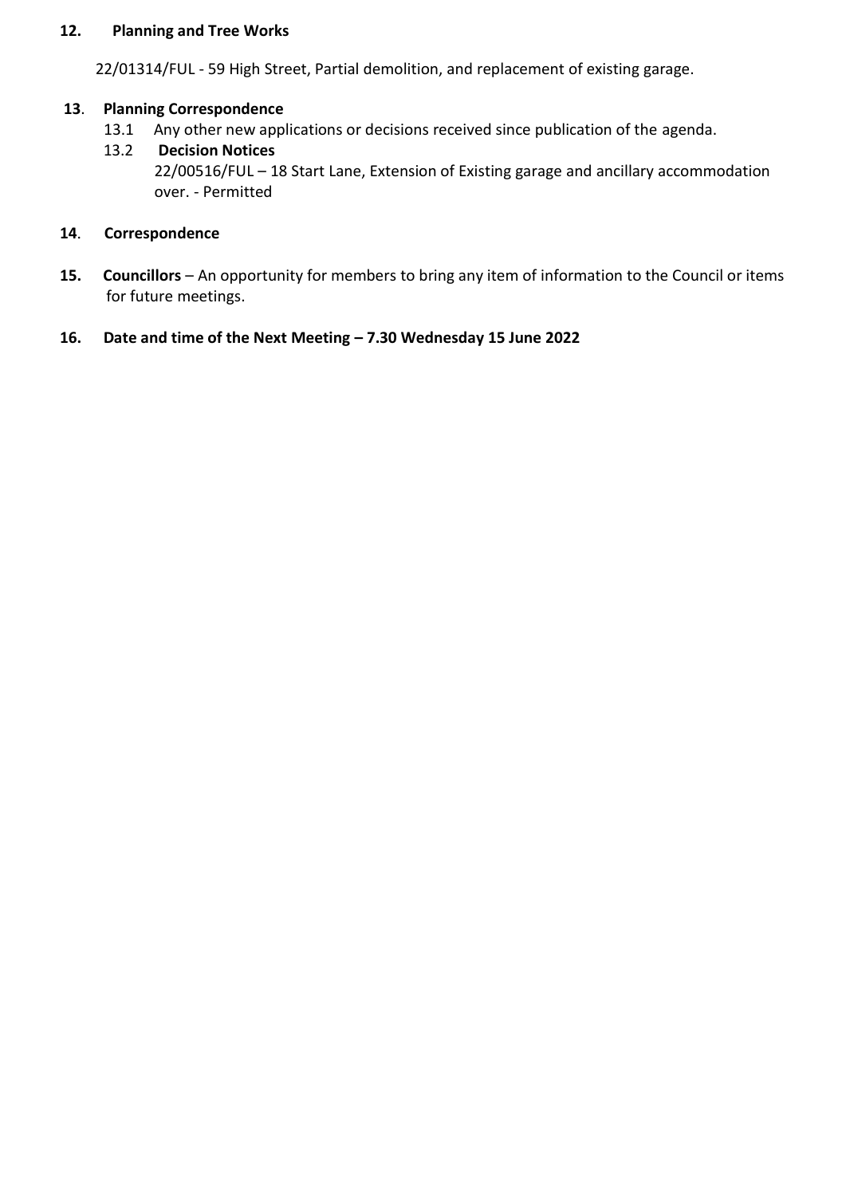**12. Planning and Tree Works**

22/01314/FUL - 59 High Street, Partial demolition, and replacement of existing garage.

**13. Planning Correspondence**

13.1 Any other new applications or decisions received since publication of the agenda.

13.2 **Decision Notices**

22/00516/FUL – 18 Start Lane, Extension of Existing garage and ancillary accommodation over. - Permitted

**14. Correspondence**

**15. Councillors** – An opportunity for members to bring any item of information to the Council or items for future meetings.

**16. Date and time of the Next Meeting – 7.30 Wednesday 15 June 2022**